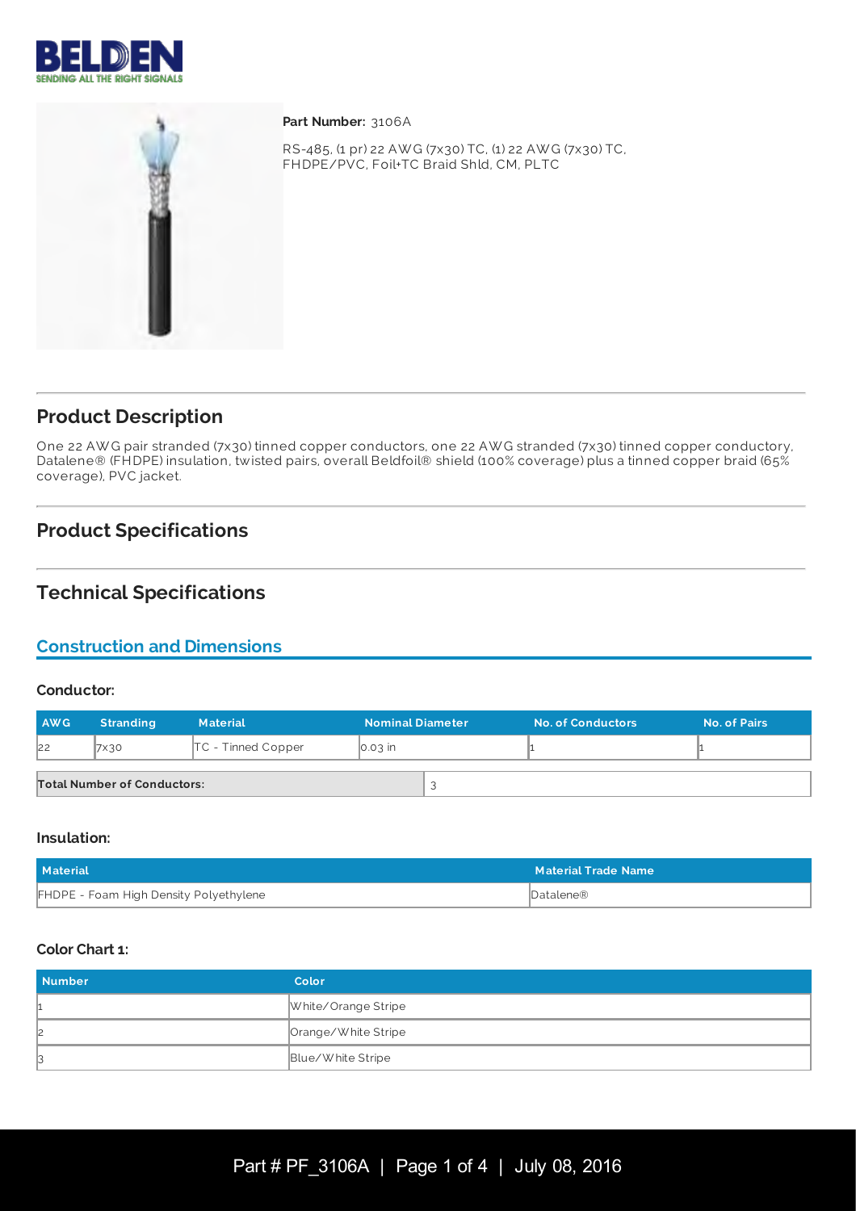**Part Number:** 3106A

RS-485, (1 pr) 22 AWG (7x30) TC, (1) 22 AWG (7x30) TC, FHDPE/PVC, Foil+TC Braid Shld, CM, PLTC

## Product Description

One 22 AWG pair stranded (7x30) tinned copper conductors, one 22 AWG stranded (7x30) tinned copper conductory, Datalene® (FHDPE) insulation, twisted pairs, overall Beldfoil® shield (100% coverage) plus a tinned copper braid (65% coverage), PVC jacket.

## Product Specifications

## Technical Specifications

### Construction and Dimensions

#### Conductor:

| AWG | Stranding | Material | Nominal Diameter | No. of Conductors | No. of Pairs |
|---|---|---|---|---|---|
| 22 | 7x30 | TC - Tinned Copper | 0.03 in | 1 | 1 |

| Total Number of Conductors: | 3 |
|---|---|

#### Insulation:

| Material | Material Trade Name |
|---|---|
| FHDPE - Foam High Density Polyethylene | Datalene® |

#### Color Chart 1:

| Number | Color |
|---|---|
| 1 | White/Orange Stripe |
| 2 | Orange/White Stripe |
| 3 | Blue/White Stripe |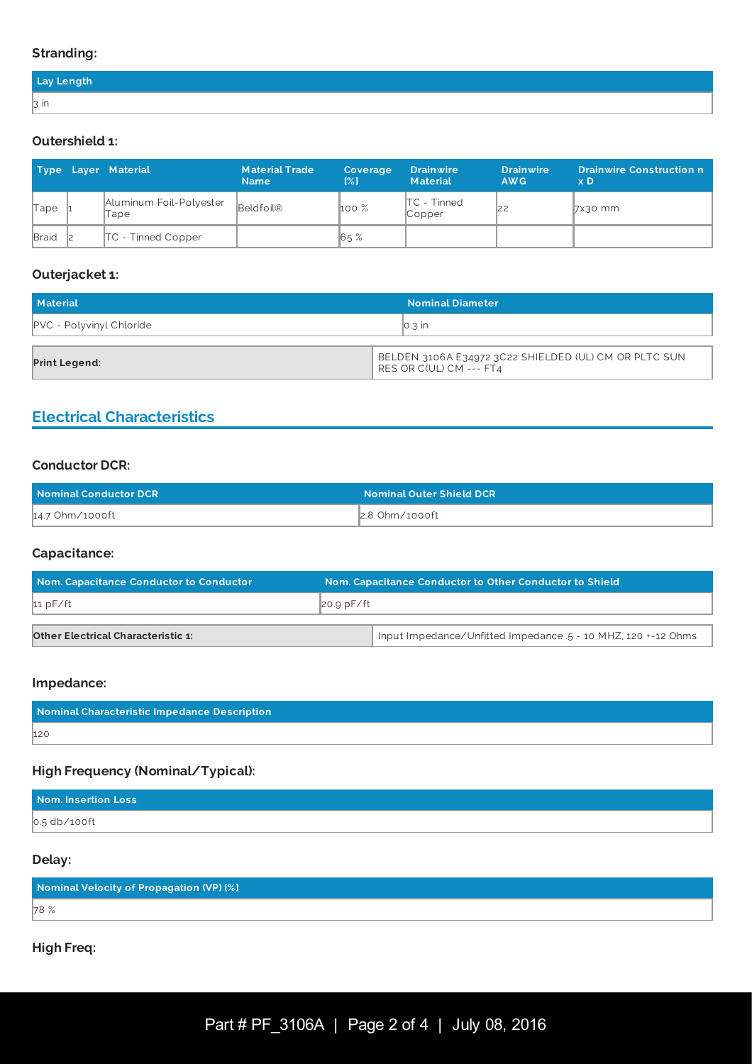#### Stranding:

| Lay Length |
| --- |
| 3 in |

#### Outershield 1:

| Type | Layer | Material | Material Trade Name | Coverage [%] | Drainwire Material | Drainwire AWG | Drainwire Construction x D |
| --- | --- | --- | --- | --- | --- | --- | --- |
| Tape | 1 | Aluminum Foil-Polyester Tape | Beldfoil® | 100 % | TC - Tinned Copper | 22 | 7x30 mm |
| Braid | 2 | TC - Tinned Copper | | 65 % | | | |

#### Outerjacket 1:

| Material | Nominal Diameter |
| --- | --- |
| PVC - Polyvinyl Chloride | 0.3 in |

| Print Legend: | BELDEN 3106A E34972 3C22 SHIELDED (UL) CM OR PLTC SUN RES OR C(UL) CM --- FT4 |
| --- | --- |

## Electrical Characteristics

#### Conductor DCR:

| Nominal Conductor DCR | Nominal Outer Shield DCR |
| --- | --- |
| 14.7 Ohm/1000ft | 2.8 Ohm/1000ft |

#### Capacitance:

| Nom. Capacitance Conductor to Conductor | Nom. Capacitance Conductor to Other Conductor to Shield |
| --- | --- |
| 11 pF/ft | 20.9 pF/ft |

| Other Electrical Characteristic 1: | Input Impedance/Unfitted Impedance .5 - 10 MHZ, 120 +-12 Ohms |
| --- | --- |

#### Impedance:

| Nominal Characteristic Impedance Description |
| --- |
| 120 |

#### High Frequency (Nominal/Typical):

| Nom. Insertion Loss |
| --- |
| 0.5 db/100ft |

#### Delay:

| Nominal Velocity of Propagation (VP) [%] |
| --- |
| 78 % |

#### High Freq: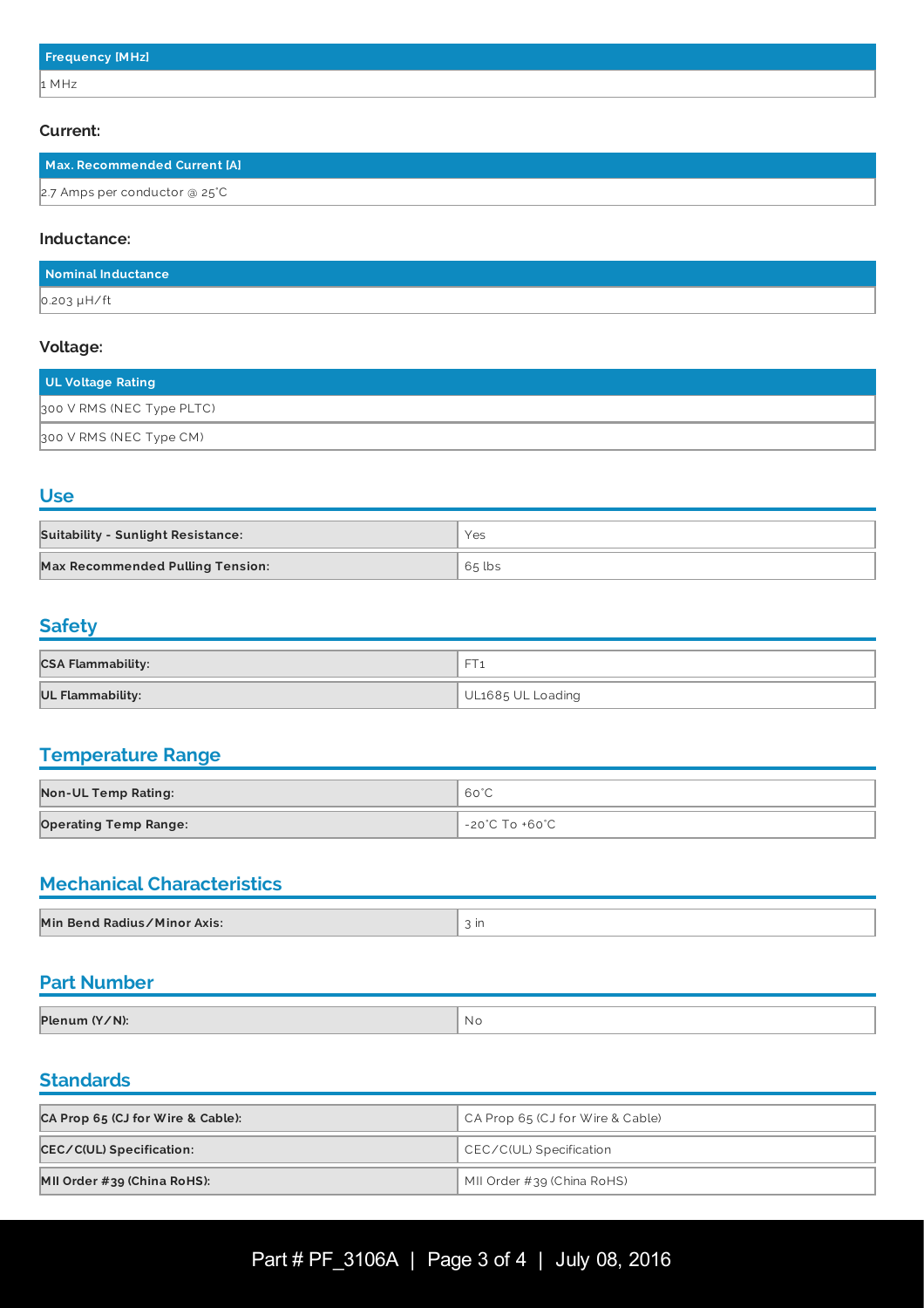| Frequency [MHz] |
| --- |
| 1 MHz |

### Current:

| Max. Recommended Current [A] |
| --- |
| 2.7 Amps per conductor @ 25°C |

### Inductance:

| Nominal Inductance |
| --- |
| 0.203 µH/ft |

### Voltage:

| UL Voltage Rating |
| --- |
| 300 V RMS (NEC Type PLTC) |
| 300 V RMS (NEC Type CM) |

## Use

| | |
| --- | --- |
| **Suitability - Sunlight Resistance:** | Yes |
| **Max Recommended Pulling Tension:** | 65 lbs |

## Safety

| | |
| --- | --- |
| **CSA Flammability:** | FT1 |
| **UL Flammability:** | UL1685 UL Loading |

## Temperature Range

| | |
| --- | --- |
| **Non-UL Temp Rating:** | 60°C |
| **Operating Temp Range:** | -20°C To +60°C |

## Mechanical Characteristics

| | |
| --- | --- |
| **Min Bend Radius/Minor Axis:** | 3 in |

## Part Number

| | |
| --- | --- |
| **Plenum (Y/N):** | No |

## Standards

| | |
| --- | --- |
| **CA Prop 65 (CJ for Wire & Cable):** | CA Prop 65 (CJ for Wire & Cable) |
| **CEC/C(UL) Specification:** | CEC/C(UL) Specification |
| **MII Order #39 (China RoHS):** | MII Order #39 (China RoHS) |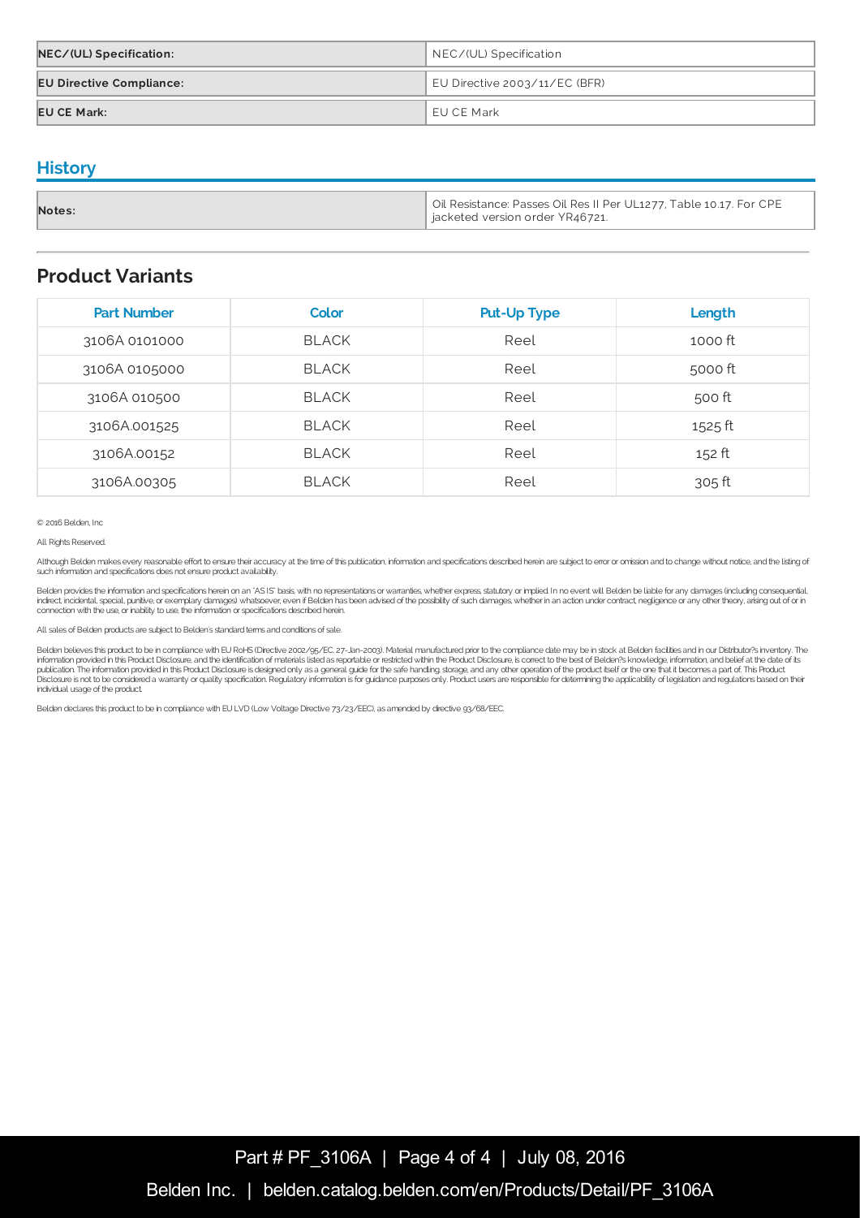| | |
|---|---|
| **NEC/(UL) Specification:** | NEC/(UL) Specification |
| **EU Directive Compliance:** | EU Directive 2003/11/EC (BFR) |
| **EU CE Mark:** | EU CE Mark |

## History

| | |
|---|---|
| **Notes:** | Oil Resistance: Passes Oil Res II Per UL1277, Table 10.17. For CPE jacketed version order YR46721. |

## Product Variants

| Part Number | Color | Put-Up Type | Length |
|---|---|---|---|
| 3106A 0101000 | BLACK | Reel | 1000 ft |
| 3106A 0105000 | BLACK | Reel | 5000 ft |
| 3106A 010500 | BLACK | Reel | 500 ft |
| 3106A.001525 | BLACK | Reel | 1525 ft |
| 3106A.00152 | BLACK | Reel | 152 ft |
| 3106A.00305 | BLACK | Reel | 305 ft |

© 2016 Belden, Inc

All Rights Reserved.

Although Belden makes every reasonable effort to ensure their accuracy at the time of this publication, information and specifications described herein are subject to error or omission and to change without notice, and the listing of such information and specifications does not ensure product availability.

Belden provides the information and specifications herein on an "AS IS" basis, with no representations or warranties, whether express, statutory or implied. In no event will Belden be liable for any damages (including consequential, indirect, incidental, special, punitive, or exemplary damages) whatsoever, even if Belden has been advised of the possibility of such damages, whether in an action under contract, negligence or any other theory, arising out of or in connection with the use, or inability to use, the information or specifications described herein.

All sales of Belden products are subject to Belden's standard terms and conditions of sale.

Belden believes this product to be in compliance with EU RoHS (Directive 2002/95/EC, 27-Jan-2003). Material manufactured prior to the compliance date may be in stock at Belden facilities and in our Distributor?s inventory. The information provided in this Product Disclosure, and the identification of materials listed as reportable or restricted within the Product Disclosure, is correct to the best of Belden?s knowledge, information, and belief at the date of its publication. The information provided in this Product Disclosure is designed only as a general guide for the safe handling, storage, and any other operation of the product itself or the one that it becomes a part of. This Product Disclosure is not to be considered a warranty or quality specification. Regulatory information is for guidance purposes only. Product users are responsible for determining the applicability of legislation and regulations based on their individual usage of the product.

Belden declares this product to be in compliance with EU LVD (Low Voltage Directive 73/23/EEC), as amended by directive 93/68/EEC.